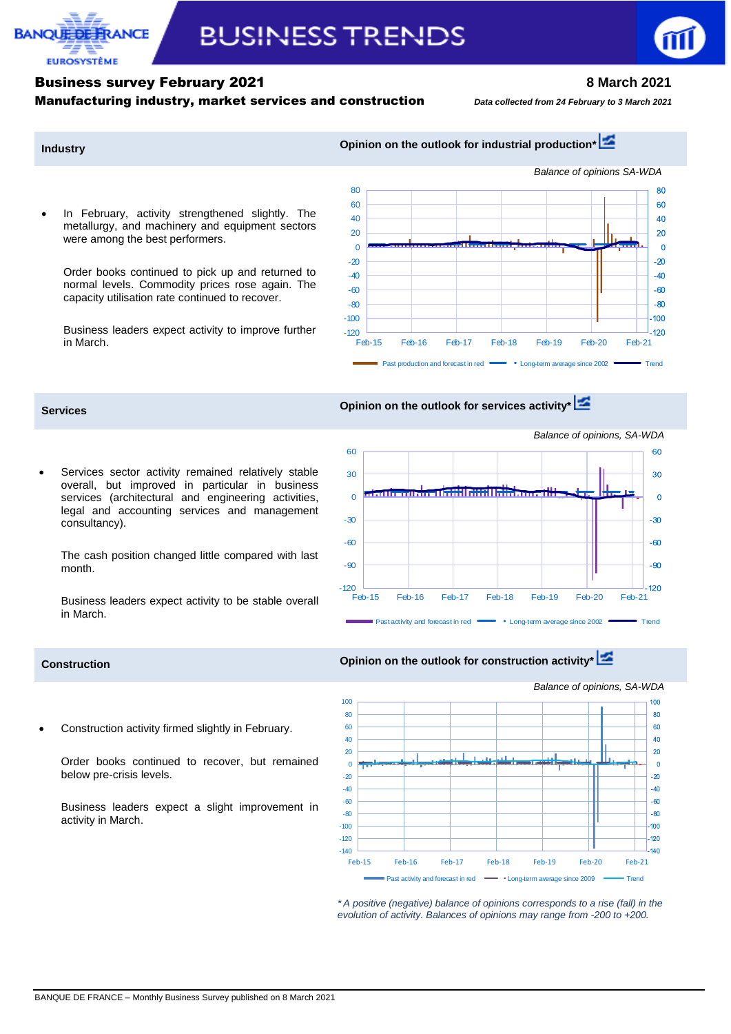# BUSINESS TRENDS

## Business survey February 2021

**8 March 2021**

### Manufacturing industry, market services and construction

*Data collected from 24 February to 3 March 2021*

## Industry

- In February, activity strengthened slightly. The metallurgy, and machinery and equipment sectors were among the best performers.

  Order books continued to pick up and returned to normal levels. Commodity prices rose again. The capacity utilisation rate continued to recover.

  Business leaders expect activity to improve further in March.

**Opinion on the outlook for industrial production***

*Balance of opinions SA-WDA*

Past production and forecast in red — Long-term average since 2002 — Trend

## Services

- Services sector activity remained relatively stable overall, but improved in particular in business services (architectural and engineering activities, legal and accounting services and management consultancy).

  The cash position changed little compared with last month.

  Business leaders expect activity to be stable overall in March.

**Opinion on the outlook for services activity***

*Balance of opinions, SA-WDA*

Past activity and forecast in red — Long-term average since 2002 — Trend

## Construction

- Construction activity firmed slightly in February.

  Order books continued to recover, but remained below pre-crisis levels.

  Business leaders expect a slight improvement in activity in March.

**Opinion on the outlook for construction activity***

*Balance of opinions, SA-WDA*

Past activity and forecast in red — Long-term average since 2009 — Trend

*\* A positive (negative) balance of opinions corresponds to a rise (fall) in the evolution of activity. Balances of opinions may range from -200 to +200.*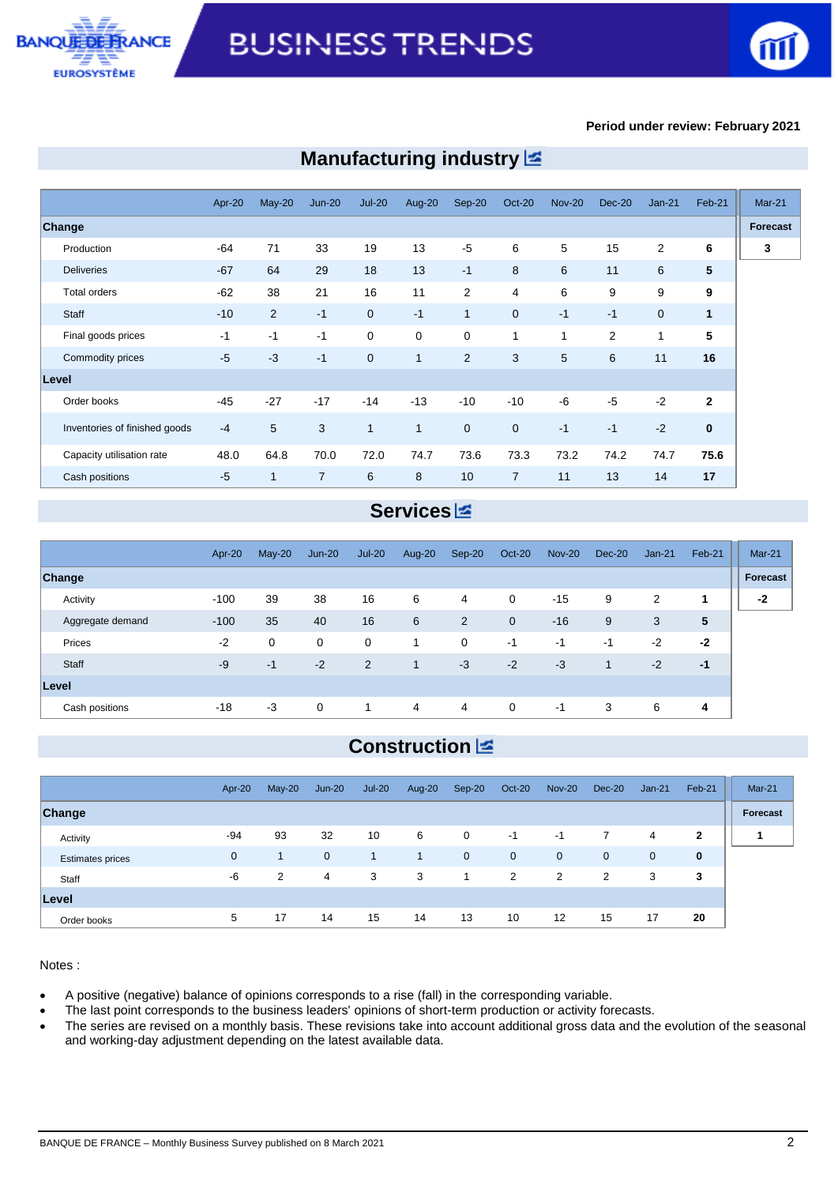Period under review: February 2021

## Manufacturing industry

| | Apr-20 | May-20 | Jun-20 | Jul-20 | Aug-20 | Sep-20 | Oct-20 | Nov-20 | Dec-20 | Jan-21 | Feb-21 | Mar-21 |
|---|---|---|---|---|---|---|---|---|---|---|---|---|
| **Change** | | | | | | | | | | | | **Forecast** |
| Production | -64 | 71 | 33 | 19 | 13 | -5 | 6 | 5 | 15 | 2 | **6** | **3** |
| Deliveries | -67 | 64 | 29 | 18 | 13 | -1 | 8 | 6 | 11 | 6 | **5** | |
| Total orders | -62 | 38 | 21 | 16 | 11 | 2 | 4 | 6 | 9 | 9 | **9** | |
| Staff | -10 | 2 | -1 | 0 | -1 | 1 | 0 | -1 | -1 | 0 | **1** | |
| Final goods prices | -1 | -1 | -1 | 0 | 0 | 0 | 1 | 1 | 2 | 1 | **5** | |
| Commodity prices | -5 | -3 | -1 | 0 | 1 | 2 | 3 | 5 | 6 | 11 | **16** | |
| **Level** | | | | | | | | | | | | |
| Order books | -45 | -27 | -17 | -14 | -13 | -10 | -10 | -6 | -5 | -2 | **2** | |
| Inventories of finished goods | -4 | 5 | 3 | 1 | 1 | 0 | 0 | -1 | -1 | -2 | **0** | |
| Capacity utilisation rate | 48.0 | 64.8 | 70.0 | 72.0 | 74.7 | 73.6 | 73.3 | 73.2 | 74.2 | 74.7 | **75.6** | |
| Cash positions | -5 | 1 | 7 | 6 | 8 | 10 | 7 | 11 | 13 | 14 | **17** | |

## Services

| | Apr-20 | May-20 | Jun-20 | Jul-20 | Aug-20 | Sep-20 | Oct-20 | Nov-20 | Dec-20 | Jan-21 | Feb-21 | Mar-21 |
|---|---|---|---|---|---|---|---|---|---|---|---|---|
| **Change** | | | | | | | | | | | | **Forecast** |
| Activity | -100 | 39 | 38 | 16 | 6 | 4 | 0 | -15 | 9 | 2 | **1** | **-2** |
| Aggregate demand | -100 | 35 | 40 | 16 | 6 | 2 | 0 | -16 | 9 | 3 | **5** | |
| Prices | -2 | 0 | 0 | 0 | 1 | 0 | -1 | -1 | -1 | -2 | **-2** | |
| Staff | -9 | -1 | -2 | 2 | 1 | -3 | -2 | -3 | 1 | -2 | **-1** | |
| **Level** | | | | | | | | | | | | |
| Cash positions | -18 | -3 | 0 | 1 | 4 | 4 | 0 | -1 | 3 | 6 | **4** | |

## Construction

| | Apr-20 | May-20 | Jun-20 | Jul-20 | Aug-20 | Sep-20 | Oct-20 | Nov-20 | Dec-20 | Jan-21 | Feb-21 | Mar-21 |
|---|---|---|---|---|---|---|---|---|---|---|---|---|
| **Change** | | | | | | | | | | | | **Forecast** |
| Activity | -94 | 93 | 32 | 10 | 6 | 0 | -1 | -1 | 7 | 4 | **2** | **1** |
| Estimates prices | 0 | 1 | 0 | 1 | 1 | 0 | 0 | 0 | 0 | 0 | **0** | |
| Staff | -6 | 2 | 4 | 3 | 3 | 1 | 2 | 2 | 2 | 3 | **3** | |
| **Level** | | | | | | | | | | | | |
| Order books | 5 | 17 | 14 | 15 | 14 | 13 | 10 | 12 | 15 | 17 | **20** | |

Notes :

- A positive (negative) balance of opinions corresponds to a rise (fall) in the corresponding variable.
- The last point corresponds to the business leaders' opinions of short-term production or activity forecasts.
- The series are revised on a monthly basis. These revisions take into account additional gross data and the evolution of the seasonal and working-day adjustment depending on the latest available data.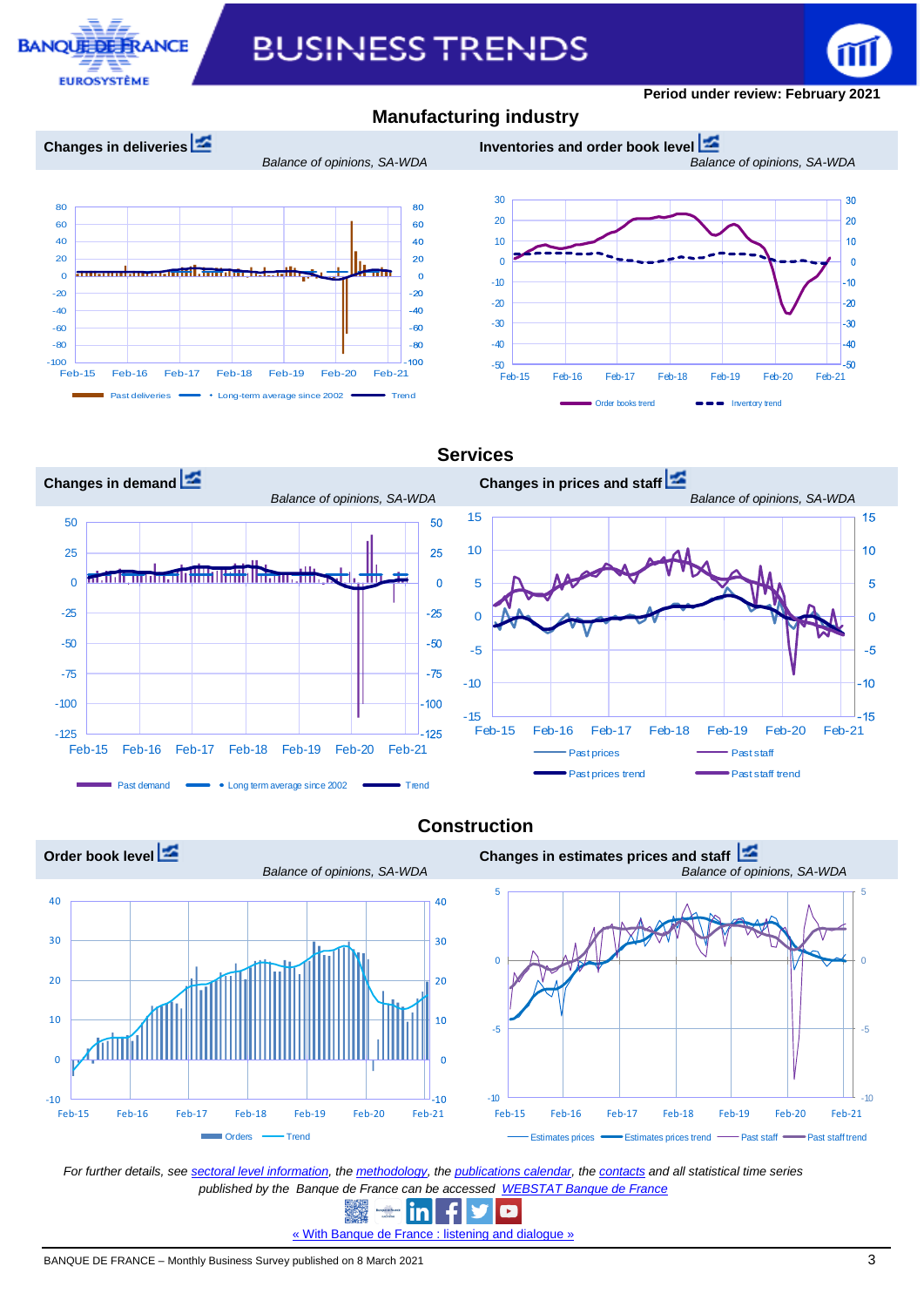Period under review: February 2021

## Manufacturing industry

### Changes in deliveries

*Balance of opinions, SA-WDA*

80
60
40
20
0
-20
-40
-60
-80
-100

Feb-15 Feb-16 Feb-17 Feb-18 Feb-19 Feb-20 Feb-21

Past deliveries — Long-term average since 2002 — Trend

### Inventories and order book level

*Balance of opinions, SA-WDA*

30
20
10
0
-10
-20
-30
-40
-50

Feb-15 Feb-16 Feb-17 Feb-18 Feb-19 Feb-20 Feb-21

Order books trend — Inventory trend

## Services

### Changes in demand

*Balance of opinions, SA-WDA*

50
25
0
-25
-50
-75
-100
-125

Feb-15 Feb-16 Feb-17 Feb-18 Feb-19 Feb-20 Feb-21

Past demand — Long term average since 2002 — Trend

### Changes in prices and staff

*Balance of opinions, SA-WDA*

15
10
5
0
-5
-10
-15

Feb-15 Feb-16 Feb-17 Feb-18 Feb-19 Feb-20 Feb-21

Past prices — Past staff — Past prices trend — Past staff trend

## Construction

### Order book level

*Balance of opinions, SA-WDA*

40
30
20
10
0
-10

Feb-15 Feb-16 Feb-17 Feb-18 Feb-19 Feb-20 Feb-21

Orders — Trend

### Changes in estimates prices and staff

*Balance of opinions, SA-WDA*

5
0
-5
-10

Feb-15 Feb-16 Feb-17 Feb-18 Feb-19 Feb-20 Feb-21

Estimates prices — Estimates prices trend — Past staff — Past staff trend

*For further details, see sectoral level information, the methodology, the publications calendar, the contacts and all statistical time series published by the Banque de France can be accessed WEBSTAT Banque de France*

« With Banque de France : listening and dialogue »

BANQUE DE FRANCE – Monthly Business Survey published on 8 March 2021